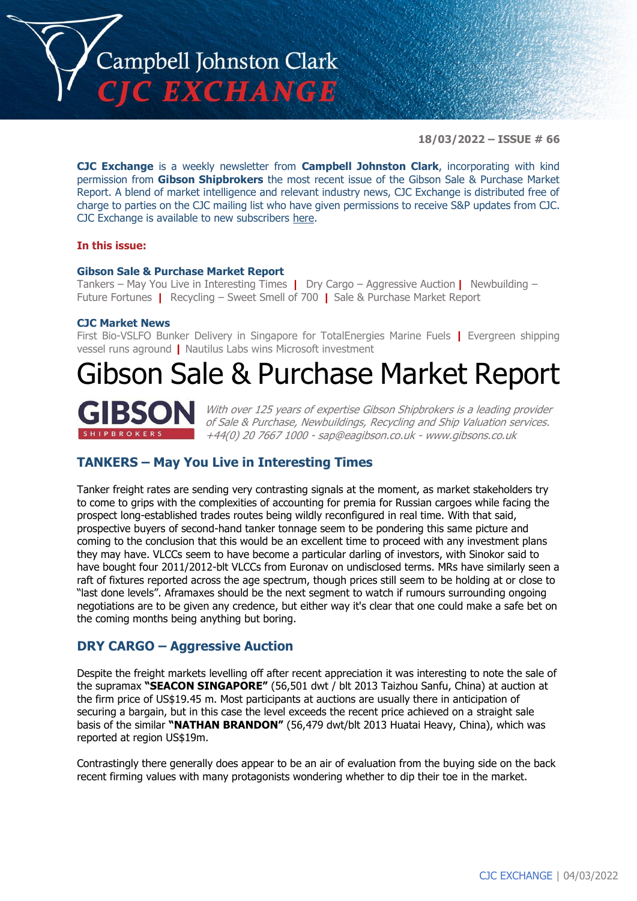# Campbell Johnston Clark CJC EXCHANGE

**18/03/2022 – ISSUE # 66**

**CJC Exchange** is a weekly newsletter from **Campbell Johnston Clark**, incorporating with kind permission from **Gibson Shipbrokers** the most recent issue of the Gibson Sale & Purchase Market Report. A blend of market intelligence and relevant industry news, CJC Exchange is distributed free of charge to parties on the CJC mailing list who have given permissions to receive S&P updates from CJC. CJC Exchange is available to new subscribers here.

**In this issue:**

**Gibson Sale & Purchase Market Report**

Tankers – May You Live in Interesting Times | Dry Cargo – Aggressive Auction | Newbuilding – Future Fortunes | Recycling – Sweet Smell of 700 | Sale & Purchase Market Report

**CJC Market News**

First Bio-VSLFO Bunker Delivery in Singapore for TotalEnergies Marine Fuels | Evergreen shipping vessel runs aground | Nautilus Labs wins Microsoft investment

# Gibson Sale & Purchase Market Report

**GIBSON** SHIPBROKERS

*With over 125 years of expertise Gibson Shipbrokers is a leading provider of Sale & Purchase, Newbuildings, Recycling and Ship Valuation services. +44(0) 20 7667 1000 - sap@eagibson.co.uk - www.gibsons.co.uk*

## TANKERS – May You Live in Interesting Times

Tanker freight rates are sending very contrasting signals at the moment, as market stakeholders try to come to grips with the complexities of accounting for premia for Russian cargoes while facing the prospect long-established trades routes being wildly reconfigured in real time. With that said, prospective buyers of second-hand tanker tonnage seem to be pondering this same picture and coming to the conclusion that this would be an excellent time to proceed with any investment plans they may have. VLCCs seem to have become a particular darling of investors, with Sinokor said to have bought four 2011/2012-blt VLCCs from Euronav on undisclosed terms. MRs have similarly seen a raft of fixtures reported across the age spectrum, though prices still seem to be holding at or close to "last done levels". Aframaxes should be the next segment to watch if rumours surrounding ongoing negotiations are to be given any credence, but either way it's clear that one could make a safe bet on the coming months being anything but boring.

## DRY CARGO – Aggressive Auction

Despite the freight markets levelling off after recent appreciation it was interesting to note the sale of the supramax **"SEACON SINGAPORE"** (56,501 dwt / blt 2013 Taizhou Sanfu, China) at auction at the firm price of US$19.45 m. Most participants at auctions are usually there in anticipation of securing a bargain, but in this case the level exceeds the recent price achieved on a straight sale basis of the similar **"NATHAN BRANDON"** (56,479 dwt/blt 2013 Huatai Heavy, China), which was reported at region US$19m.

Contrastingly there generally does appear to be an air of evaluation from the buying side on the back recent firming values with many protagonists wondering whether to dip their toe in the market.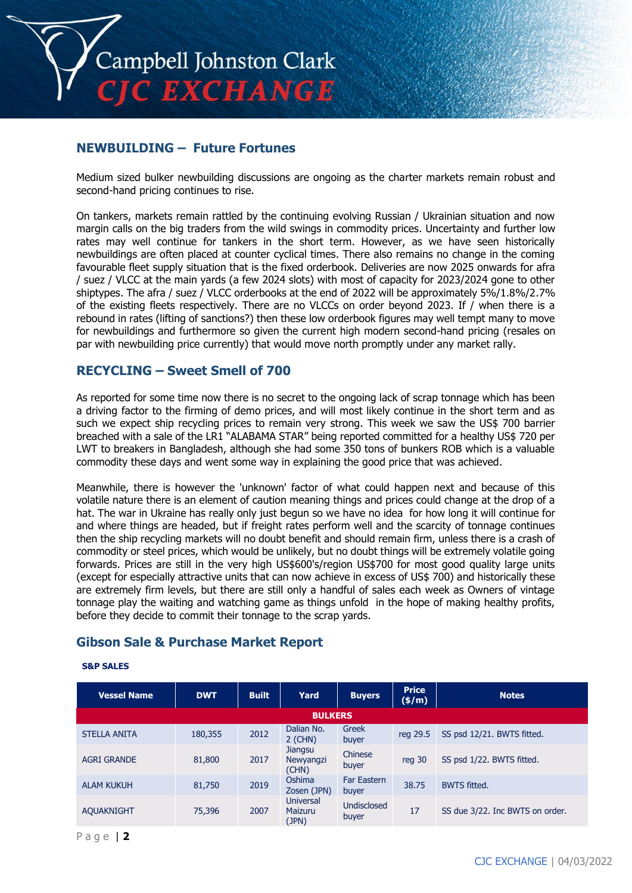## NEWBUILDING – Future Fortunes

Medium sized bulker newbuilding discussions are ongoing as the charter markets remain robust and second-hand pricing continues to rise.

On tankers, markets remain rattled by the continuing evolving Russian / Ukrainian situation and now margin calls on the big traders from the wild swings in commodity prices. Uncertainty and further low rates may well continue for tankers in the short term. However, as we have seen historically newbuildings are often placed at counter cyclical times. There also remains no change in the coming favourable fleet supply situation that is the fixed orderbook. Deliveries are now 2025 onwards for afra / suez / VLCC at the main yards (a few 2024 slots) with most of capacity for 2023/2024 gone to other shiptypes. The afra / suez / VLCC orderbooks at the end of 2022 will be approximately 5%/1.8%/2.7% of the existing fleets respectively. There are no VLCCs on order beyond 2023. If / when there is a rebound in rates (lifting of sanctions?) then these low orderbook figures may well tempt many to move for newbuildings and furthermore so given the current high modern second-hand pricing (resales on par with newbuilding price currently) that would move north promptly under any market rally.

## RECYCLING – Sweet Smell of 700

As reported for some time now there is no secret to the ongoing lack of scrap tonnage which has been a driving factor to the firming of demo prices, and will most likely continue in the short term and as such we expect ship recycling prices to remain very strong. This week we saw the US$ 700 barrier breached with a sale of the LR1 "ALABAMA STAR" being reported committed for a healthy US$ 720 per LWT to breakers in Bangladesh, although she had some 350 tons of bunkers ROB which is a valuable commodity these days and went some way in explaining the good price that was achieved.

Meanwhile, there is however the 'unknown' factor of what could happen next and because of this volatile nature there is an element of caution meaning things and prices could change at the drop of a hat. The war in Ukraine has really only just begun so we have no idea for how long it will continue for and where things are headed, but if freight rates perform well and the scarcity of tonnage continues then the ship recycling markets will no doubt benefit and should remain firm, unless there is a crash of commodity or steel prices, which would be unlikely, but no doubt things will be extremely volatile going forwards. Prices are still in the very high US$600's/region US$700 for most good quality large units (except for especially attractive units that can now achieve in excess of US$ 700) and historically these are extremely firm levels, but there are still only a handful of sales each week as Owners of vintage tonnage play the waiting and watching game as things unfold in the hope of making healthy profits, before they decide to commit their tonnage to the scrap yards.

## Gibson Sale & Purchase Market Report

**S&P SALES**

| Vessel Name | DWT | Built | Yard | Buyers | Price ($/m) | Notes |
|---|---|---|---|---|---|---|
| **BULKERS** | | | | | | |
| STELLA ANITA | 180,355 | 2012 | Dalian No. 2 (CHN) | Greek buyer | reg 29.5 | SS psd 12/21. BWTS fitted. |
| AGRI GRANDE | 81,800 | 2017 | Jiangsu Newyangzi (CHN) | Chinese buyer | reg 30 | SS psd 1/22. BWTS fitted. |
| ALAM KUKUH | 81,750 | 2019 | Oshima Zosen (JPN) | Far Eastern buyer | 38.75 | BWTS fitted. |
| AQUAKNIGHT | 75,396 | 2007 | Universal Maizuru (JPN) | Undisclosed buyer | 17 | SS due 3/22. Inc BWTS on order. |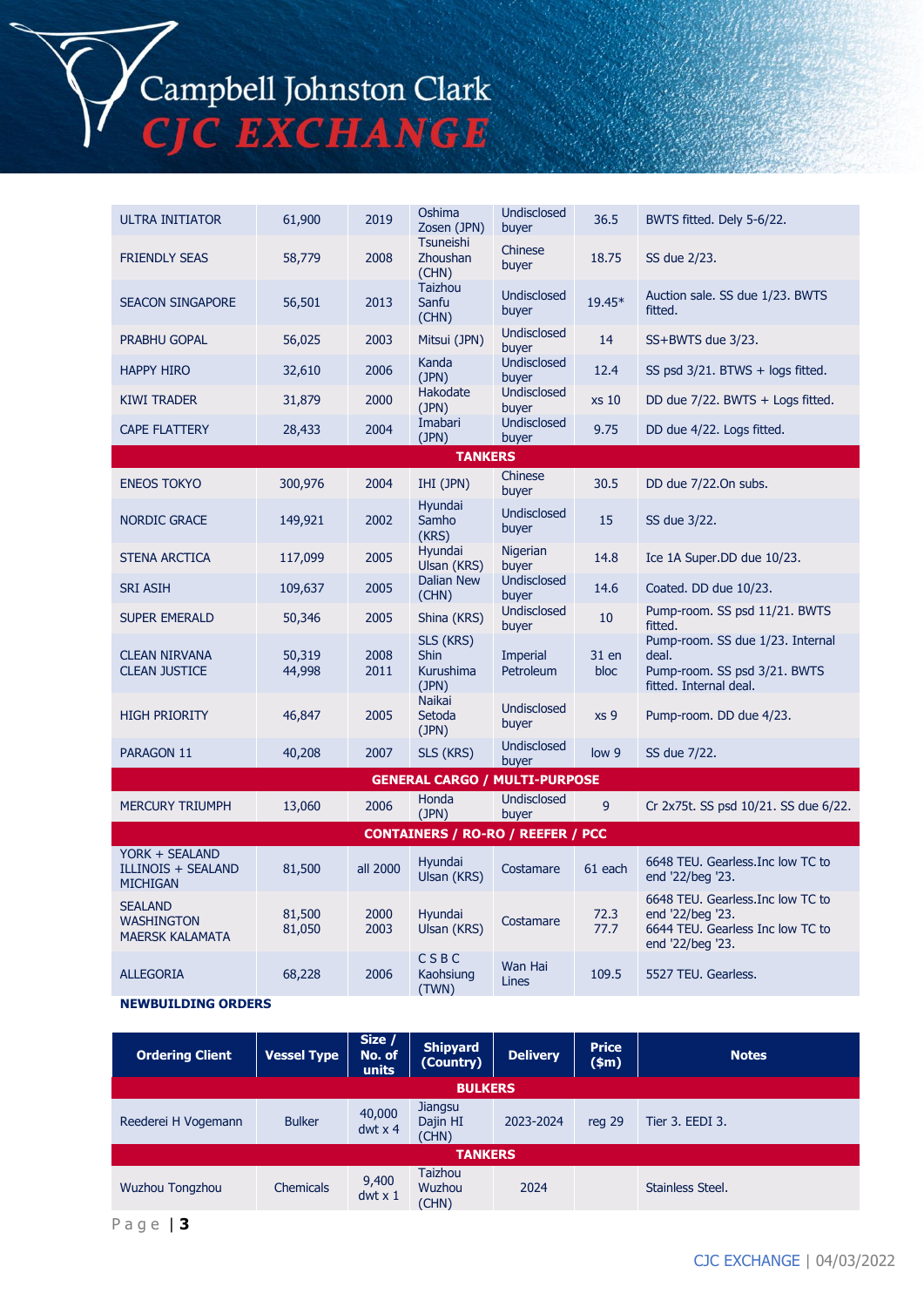| | | | | | | |
|---|---|---|---|---|---|---|
| ULTRA INITIATOR | 61,900 | 2019 | Oshima Zosen (JPN) | Undisclosed buyer | 36.5 | BWTS fitted. Dely 5-6/22. |
| FRIENDLY SEAS | 58,779 | 2008 | Tsuneishi Zhoushan (CHN) | Chinese buyer | 18.75 | SS due 2/23. |
| SEACON SINGAPORE | 56,501 | 2013 | Taizhou Sanfu (CHN) | Undisclosed buyer | 19.45* | Auction sale. SS due 1/23. BWTS fitted. |
| PRABHU GOPAL | 56,025 | 2003 | Mitsui (JPN) | Undisclosed buyer | 14 | SS+BWTS due 3/23. |
| HAPPY HIRO | 32,610 | 2006 | Kanda (JPN) | Undisclosed buyer | 12.4 | SS psd 3/21. BTWS + logs fitted. |
| KIWI TRADER | 31,879 | 2000 | Hakodate (JPN) | Undisclosed buyer | xs 10 | DD due 7/22. BWTS + Logs fitted. |
| CAPE FLATTERY | 28,433 | 2004 | Imabari (JPN) | Undisclosed buyer | 9.75 | DD due 4/22. Logs fitted. |
| **TANKERS** | | | | | | |
| ENEOS TOKYO | 300,976 | 2004 | IHI (JPN) | Chinese buyer | 30.5 | DD due 7/22.On subs. |
| NORDIC GRACE | 149,921 | 2002 | Hyundai Samho (KRS) | Undisclosed buyer | 15 | SS due 3/22. |
| STENA ARCTICA | 117,099 | 2005 | Hyundai Ulsan (KRS) | Nigerian buyer | 14.8 | Ice 1A Super.DD due 10/23. |
| SRI ASIH | 109,637 | 2005 | Dalian New (CHN) | Undisclosed buyer | 14.6 | Coated. DD due 10/23. |
| SUPER EMERALD | 50,346 | 2005 | Shina (KRS) | Undisclosed buyer | 10 | Pump-room. SS psd 11/21. BWTS fitted. |
| CLEAN NIRVANA<br>CLEAN JUSTICE | 50,319<br>44,998 | 2008<br>2011 | SLS (KRS)<br>Shin Kurushima (JPN) | Imperial Petroleum | 31 en bloc | Pump-room. SS due 1/23. Internal deal.<br>Pump-room. SS psd 3/21. BWTS fitted. Internal deal. |
| HIGH PRIORITY | 46,847 | 2005 | Naikai Setoda (JPN) | Undisclosed buyer | xs 9 | Pump-room. DD due 4/23. |
| PARAGON 11 | 40,208 | 2007 | SLS (KRS) | Undisclosed buyer | low 9 | SS due 7/22. |
| **GENERAL CARGO / MULTI-PURPOSE** | | | | | | |
| MERCURY TRIUMPH | 13,060 | 2006 | Honda (JPN) | Undisclosed buyer | 9 | Cr 2x75t. SS psd 10/21. SS due 6/22. |
| **CONTAINERS / RO-RO / REEFER / PCC** | | | | | | |
| YORK + SEALAND ILLINOIS + SEALAND MICHIGAN | 81,500 | all 2000 | Hyundai Ulsan (KRS) | Costamare | 61 each | 6648 TEU. Gearless.Inc low TC to end '22/beg '23. |
| SEALAND WASHINGTON<br>MAERSK KALAMATA | 81,500<br>81,050 | 2000<br>2003 | Hyundai Ulsan (KRS) | Costamare | 72.3<br>77.7 | 6648 TEU. Gearless.Inc low TC to end '22/beg '23.<br>6644 TEU. Gearless Inc low TC to end '22/beg '23. |
| ALLEGORIA | 68,228 | 2006 | C S B C Kaohsiung (TWN) | Wan Hai Lines | 109.5 | 5527 TEU. Gearless. |

**NEWBUILDING ORDERS**

| Ordering Client | Vessel Type | Size / No. of units | Shipyard (Country) | Delivery | Price ($m) | Notes |
|---|---|---|---|---|---|---|
| **BULKERS** | | | | | | |
| Reederei H Vogemann | Bulker | 40,000 dwt x 4 | Jiangsu Dajin HI (CHN) | 2023-2024 | reg 29 | Tier 3. EEDI 3. |
| **TANKERS** | | | | | | |
| Wuzhou Tongzhou | Chemicals | 9,400 dwt x 1 | Taizhou Wuzhou (CHN) | 2024 | | Stainless Steel. |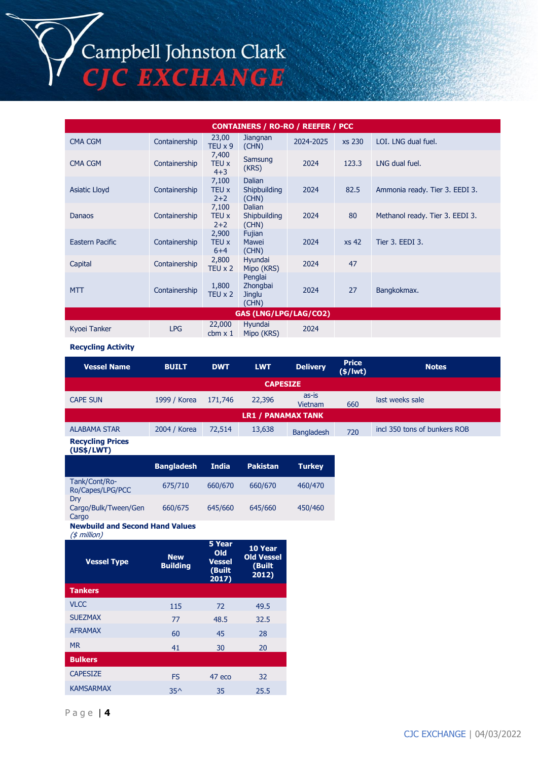| CONTAINERS / RO-RO / REEFER / PCC | | | | | | |
|---|---|---|---|---|---|---|
| CMA CGM | Containership | 23,00 TEU x 9 | Jiangnan (CHN) | 2024-2025 | xs 230 | LOI. LNG dual fuel. |
| CMA CGM | Containership | 7,400 TEU x 4+3 | Samsung (KRS) | 2024 | 123.3 | LNG dual fuel. |
| Asiatic Lloyd | Containership | 7,100 TEU x 2+2 | Dalian Shipbuilding (CHN) | 2024 | 82.5 | Ammonia ready. Tier 3. EEDI 3. |
| Danaos | Containership | 7,100 TEU x 2+2 | Dalian Shipbuilding (CHN) | 2024 | 80 | Methanol ready. Tier 3. EEDI 3. |
| Eastern Pacific | Containership | 2,900 TEU x 6+4 | Fujian Mawei (CHN) | 2024 | xs 42 | Tier 3. EEDI 3. |
| Capital | Containership | 2,800 TEU x 2 | Hyundai Mipo (KRS) | 2024 | 47 | |
| MTT | Containership | 1,800 TEU x 2 | Penglai Zhongbai Jinglu (CHN) | 2024 | 27 | Bangkokmax. |
| **GAS (LNG/LPG/LAG/CO2)** | | | | | | |
| Kyoei Tanker | LPG | 22,000 cbm x 1 | Hyundai Mipo (KRS) | 2024 | | |

**Recycling Activity**

| Vessel Name | BUILT | DWT | LWT | Delivery | Price ($/lwt) | Notes |
|---|---|---|---|---|---|---|
| **CAPESIZE** | | | | | | |
| CAPE SUN | 1999 / Korea | 171,746 | 22,396 | as-is Vietnam | 660 | last weeks sale |
| **LR1 / PANAMAX TANK** | | | | | | |
| ALABAMA STAR | 2004 / Korea | 72,514 | 13,638 | Bangladesh | 720 | incl 350 tons of bunkers ROB |

**Recycling Prices (US$/LWT)**

| | Bangladesh | India | Pakistan | Turkey |
|---|---|---|---|---|
| Tank/Cont/Ro-Ro/Capes/LPG/PCC | 675/710 | 660/670 | 660/670 | 460/470 |
| Dry Cargo/Bulk/Tween/Gen Cargo | 660/675 | 645/660 | 645/660 | 450/460 |

**Newbuild and Second Hand Values**
*($ million)*

| Vessel Type | New Building | 5 Year Old Vessel (Built 2017) | 10 Year Old Vessel (Built 2012) |
|---|---|---|---|
| **Tankers** | | | |
| VLCC | 115 | 72 | 49.5 |
| SUEZMAX | 77 | 48.5 | 32.5 |
| AFRAMAX | 60 | 45 | 28 |
| MR | 41 | 30 | 20 |
| **Bulkers** | | | |
| CAPESIZE | FS | 47 eco | 32 |
| KAMSARMAX | 35^ | 35 | 25.5 |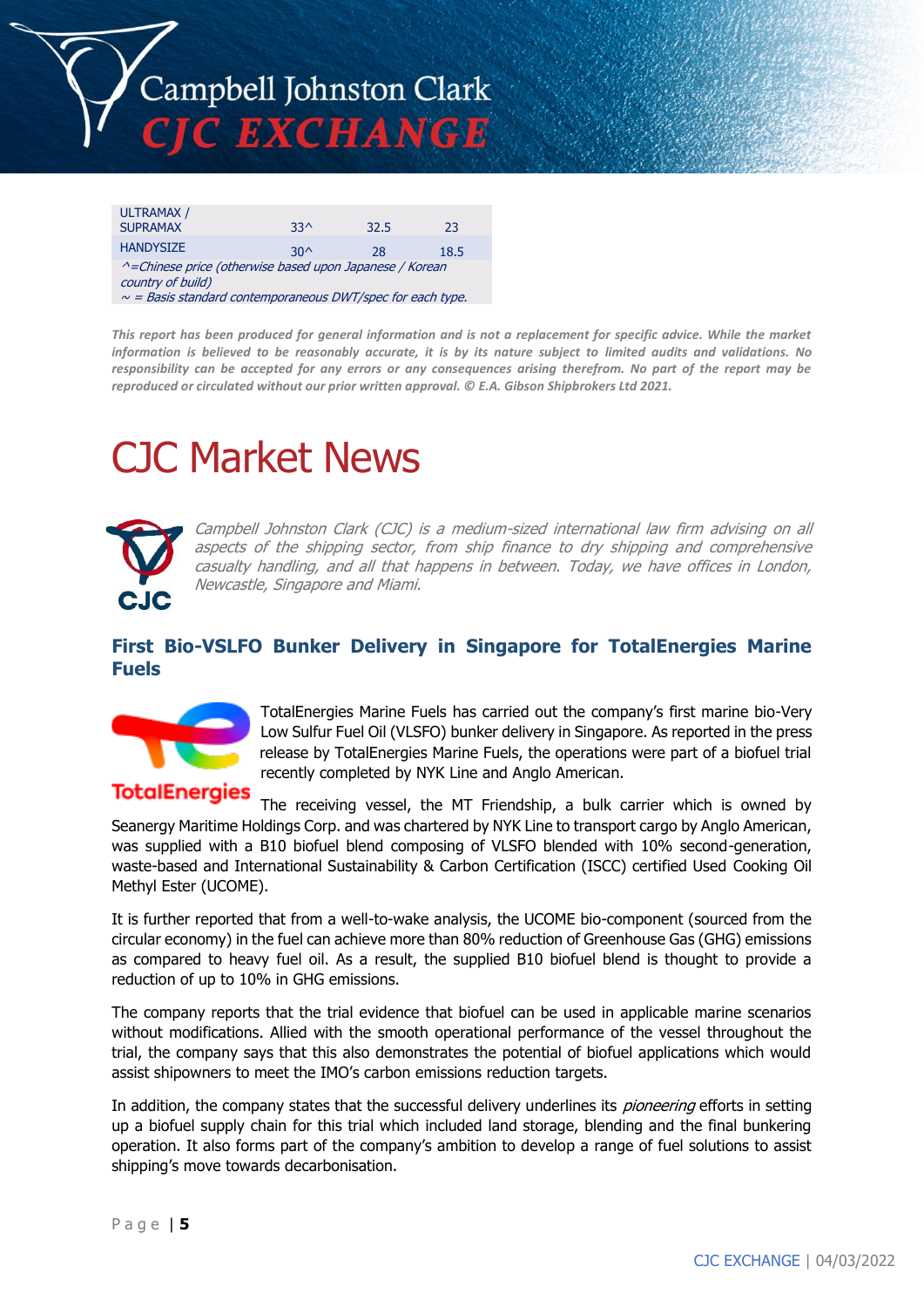| | | | |
|---|---|---|---|
| ULTRAMAX / SUPRAMAX | 33^ | 32.5 | 23 |
| HANDYSIZE | 30^ | 28 | 18.5 |

*^=Chinese price (otherwise based upon Japanese / Korean country of build)*
*~ = Basis standard contemporaneous DWT/spec for each type.*

***This report has been produced for general information and is not a replacement for specific advice. While the market information is believed to be reasonably accurate, it is by its nature subject to limited audits and validations. No responsibility can be accepted for any errors or any consequences arising therefrom. No part of the report may be reproduced or circulated without our prior written approval. © E.A. Gibson Shipbrokers Ltd 2021.***

# CJC Market News

*Campbell Johnston Clark (CJC) is a medium-sized international law firm advising on all aspects of the shipping sector, from ship finance to dry shipping and comprehensive casualty handling, and all that happens in between. Today, we have offices in London, Newcastle, Singapore and Miami.*

## First Bio-VSLFO Bunker Delivery in Singapore for TotalEnergies Marine Fuels

TotalEnergies Marine Fuels has carried out the company's first marine bio-Very Low Sulfur Fuel Oil (VLSFO) bunker delivery in Singapore. As reported in the press release by TotalEnergies Marine Fuels, the operations were part of a biofuel trial recently completed by NYK Line and Anglo American.

The receiving vessel, the MT Friendship, a bulk carrier which is owned by Seanergy Maritime Holdings Corp. and was chartered by NYK Line to transport cargo by Anglo American, was supplied with a B10 biofuel blend composing of VLSFO blended with 10% second-generation, waste-based and International Sustainability & Carbon Certification (ISCC) certified Used Cooking Oil Methyl Ester (UCOME).

It is further reported that from a well-to-wake analysis, the UCOME bio-component (sourced from the circular economy) in the fuel can achieve more than 80% reduction of Greenhouse Gas (GHG) emissions as compared to heavy fuel oil. As a result, the supplied B10 biofuel blend is thought to provide a reduction of up to 10% in GHG emissions.

The company reports that the trial evidence that biofuel can be used in applicable marine scenarios without modifications. Allied with the smooth operational performance of the vessel throughout the trial, the company says that this also demonstrates the potential of biofuel applications which would assist shipowners to meet the IMO's carbon emissions reduction targets.

In addition, the company states that the successful delivery underlines its *pioneering* efforts in setting up a biofuel supply chain for this trial which included land storage, blending and the final bunkering operation. It also forms part of the company's ambition to develop a range of fuel solutions to assist shipping's move towards decarbonisation.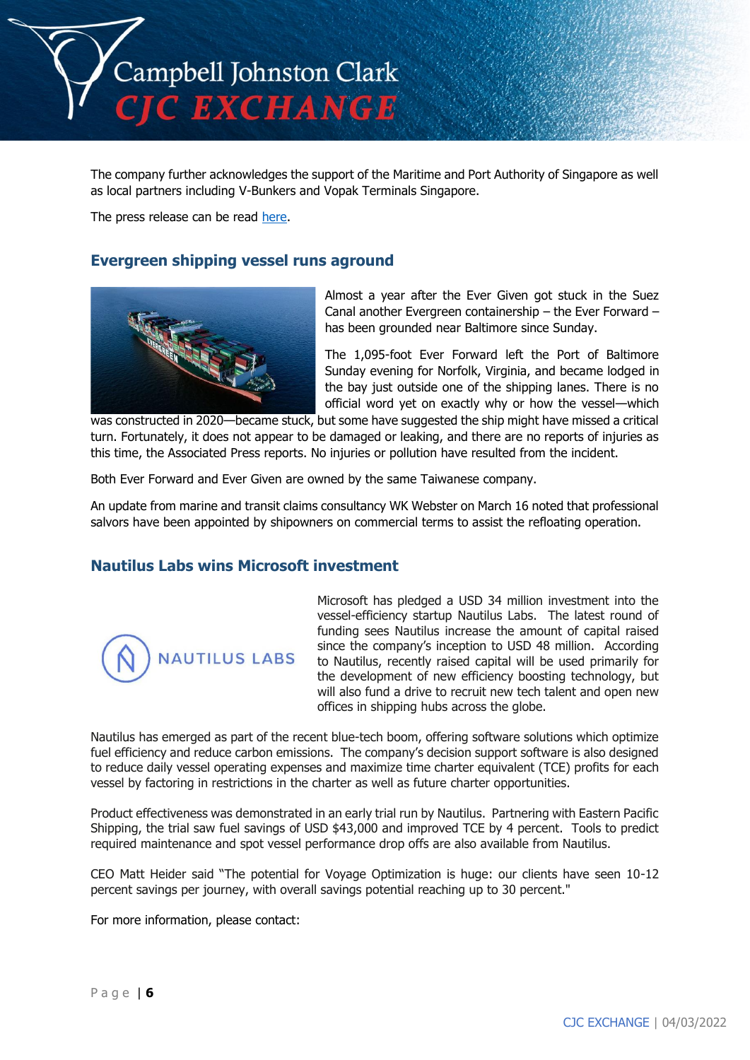The company further acknowledges the support of the Maritime and Port Authority of Singapore as well as local partners including V-Bunkers and Vopak Terminals Singapore.

The press release can be read here.

## Evergreen shipping vessel runs aground

Almost a year after the Ever Given got stuck in the Suez Canal another Evergreen containership – the Ever Forward – has been grounded near Baltimore since Sunday.

The 1,095-foot Ever Forward left the Port of Baltimore Sunday evening for Norfolk, Virginia, and became lodged in the bay just outside one of the shipping lanes. There is no official word yet on exactly why or how the vessel—which was constructed in 2020—became stuck, but some have suggested the ship might have missed a critical turn. Fortunately, it does not appear to be damaged or leaking, and there are no reports of injuries as this time, the Associated Press reports. No injuries or pollution have resulted from the incident.

Both Ever Forward and Ever Given are owned by the same Taiwanese company.

An update from marine and transit claims consultancy WK Webster on March 16 noted that professional salvors have been appointed by shipowners on commercial terms to assist the refloating operation.

## Nautilus Labs wins Microsoft investment

Microsoft has pledged a USD 34 million investment into the vessel-efficiency startup Nautilus Labs. The latest round of funding sees Nautilus increase the amount of capital raised since the company's inception to USD 48 million. According to Nautilus, recently raised capital will be used primarily for the development of new efficiency boosting technology, but will also fund a drive to recruit new tech talent and open new offices in shipping hubs across the globe.

Nautilus has emerged as part of the recent blue-tech boom, offering software solutions which optimize fuel efficiency and reduce carbon emissions. The company's decision support software is also designed to reduce daily vessel operating expenses and maximize time charter equivalent (TCE) profits for each vessel by factoring in restrictions in the charter as well as future charter opportunities.

Product effectiveness was demonstrated in an early trial run by Nautilus. Partnering with Eastern Pacific Shipping, the trial saw fuel savings of USD $43,000 and improved TCE by 4 percent. Tools to predict required maintenance and spot vessel performance drop offs are also available from Nautilus.

CEO Matt Heider said "The potential for Voyage Optimization is huge: our clients have seen 10-12 percent savings per journey, with overall savings potential reaching up to 30 percent."

For more information, please contact: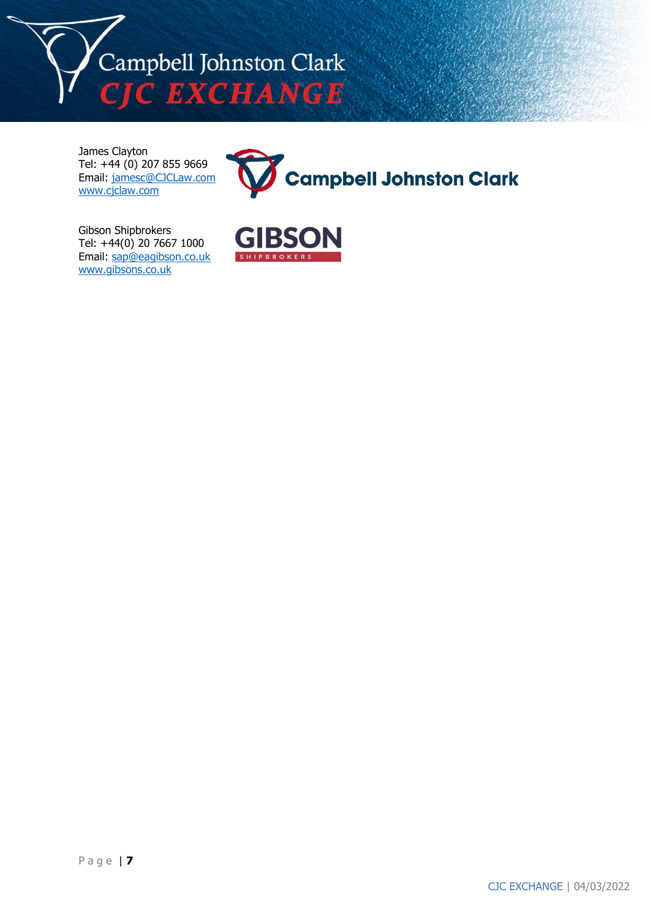James Clayton
Tel: +44 (0) 207 855 9669
Email: jamesc@CJCLaw.com
www.cjclaw.com

Gibson Shipbrokers
Tel: +44(0) 20 7667 1000
Email: sap@eagibson.co.uk
www.gibsons.co.uk